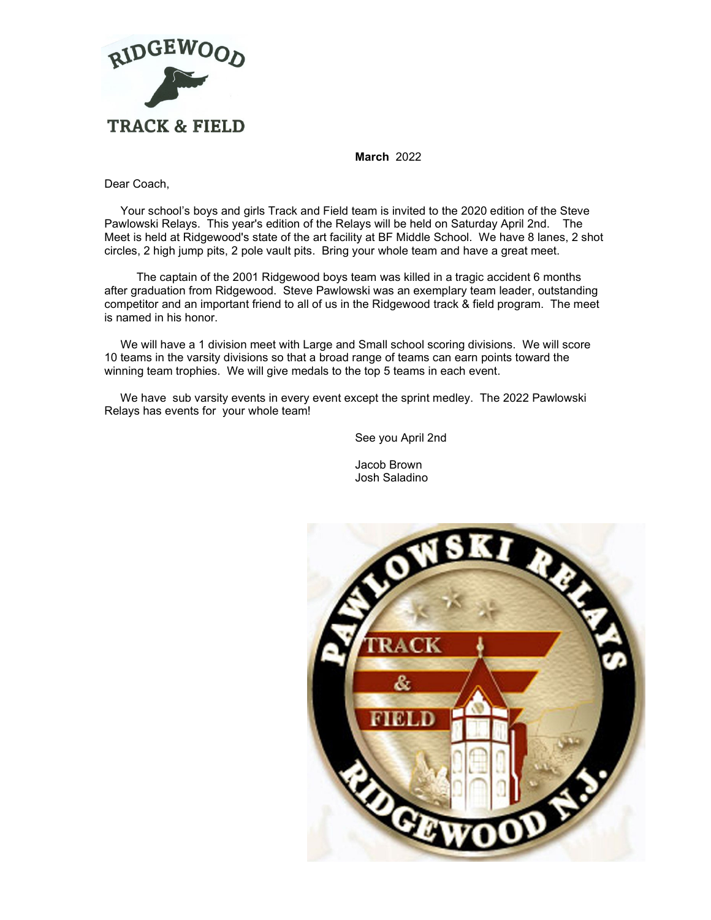RIDGEWOOD

TRACK & FIELD

**March** 2022

Dear Coach,

Your school's boys and girls Track and Field team is invited to the 2020 edition of the Steve Pawlowski Relays. This year's edition of the Relays will be held on Saturday April 2nd. The Meet is held at Ridgewood's state of the art facility at BF Middle School. We have 8 lanes, 2 shot circles, 2 high jump pits, 2 pole vault pits. Bring your whole team and have a great meet.

The captain of the 2001 Ridgewood boys team was killed in a tragic accident 6 months after graduation from Ridgewood. Steve Pawlowski was an exemplary team leader, outstanding competitor and an important friend to all of us in the Ridgewood track & field program. The meet is named in his honor.

We will have a 1 division meet with Large and Small school scoring divisions. We will score 10 teams in the varsity divisions so that a broad range of teams can earn points toward the winning team trophies. We will give medals to the top 5 teams in each event.

We have sub varsity events in every event except the sprint medley. The 2022 Pawlowski Relays has events for your whole team!

See you April 2nd

Jacob Brown
Josh Saladino

PAWLOWSKI RELAYS
TRACK & FIELD
RIDGEWOOD N.J.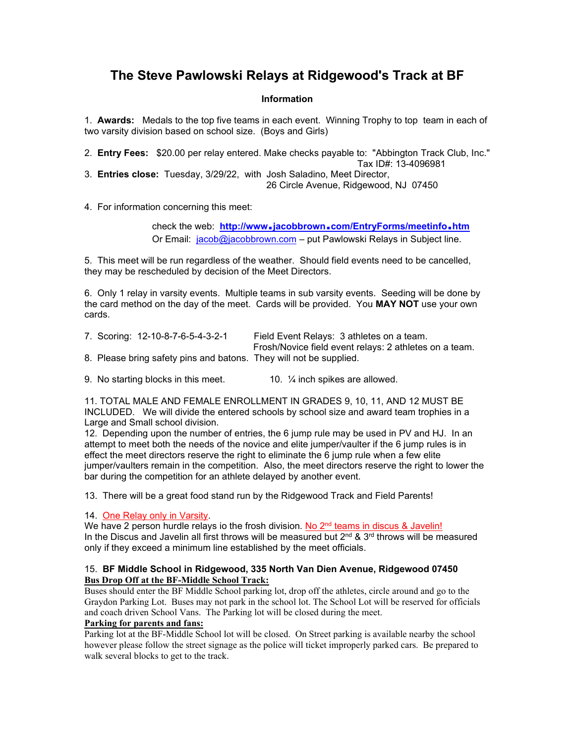# The Steve Pawlowski Relays at Ridgewood's Track at BF

### Information

1. **Awards:** Medals to the top five teams in each event. Winning Trophy to top team in each of two varsity division based on school size. (Boys and Girls)

2. **Entry Fees:** $20.00 per relay entered. Make checks payable to: "Abbington Track Club, Inc." Tax ID#: 13-4096981

3. **Entries close:** Tuesday, 3/29/22, with Josh Saladino, Meet Director, 26 Circle Avenue, Ridgewood, NJ 07450

4. For information concerning this meet:

   check the web: **http://www.jacobbrown.com/EntryForms/meetinfo.htm**
   Or Email: jacob@jacobbrown.com – put Pawlowski Relays in Subject line.

5. This meet will be run regardless of the weather. Should field events need to be cancelled, they may be rescheduled by decision of the Meet Directors.

6. Only 1 relay in varsity events. Multiple teams in sub varsity events. Seeding will be done by the card method on the day of the meet. Cards will be provided. You **MAY NOT** use your own cards.

7. Scoring: 12-10-8-7-6-5-4-3-2-1 Field Event Relays: 3 athletes on a team. Frosh/Novice field event relays: 2 athletes on a team.

8. Please bring safety pins and batons. They will not be supplied.

9. No starting blocks in this meet.

10. ¼ inch spikes are allowed.

11. TOTAL MALE AND FEMALE ENROLLMENT IN GRADES 9, 10, 11, AND 12 MUST BE INCLUDED. We will divide the entered schools by school size and award team trophies in a Large and Small school division.

12. Depending upon the number of entries, the 6 jump rule may be used in PV and HJ. In an attempt to meet both the needs of the novice and elite jumper/vaulter if the 6 jump rules is in effect the meet directors reserve the right to eliminate the 6 jump rule when a few elite jumper/vaulters remain in the competition. Also, the meet directors reserve the right to lower the bar during the competition for an athlete delayed by another event.

13. There will be a great food stand run by the Ridgewood Track and Field Parents!

14. One Relay only in Varsity.
We have 2 person hurdle relays io the frosh division. No 2nd teams in discus & Javelin!
In the Discus and Javelin all first throws will be measured but 2nd & 3rd throws will be measured only if they exceed a minimum line established by the meet officials.

15. **BF Middle School in Ridgewood, 335 North Van Dien Avenue, Ridgewood 07450**

**Bus Drop Off at the BF-Middle School Track:**
Buses should enter the BF Middle School parking lot, drop off the athletes, circle around and go to the Graydon Parking Lot. Buses may not park in the school lot. The School Lot will be reserved for officials and coach driven School Vans. The Parking lot will be closed during the meet.

**Parking for parents and fans:**
Parking lot at the BF-Middle School lot will be closed. On Street parking is available nearby the school however please follow the street signage as the police will ticket improperly parked cars. Be prepared to walk several blocks to get to the track.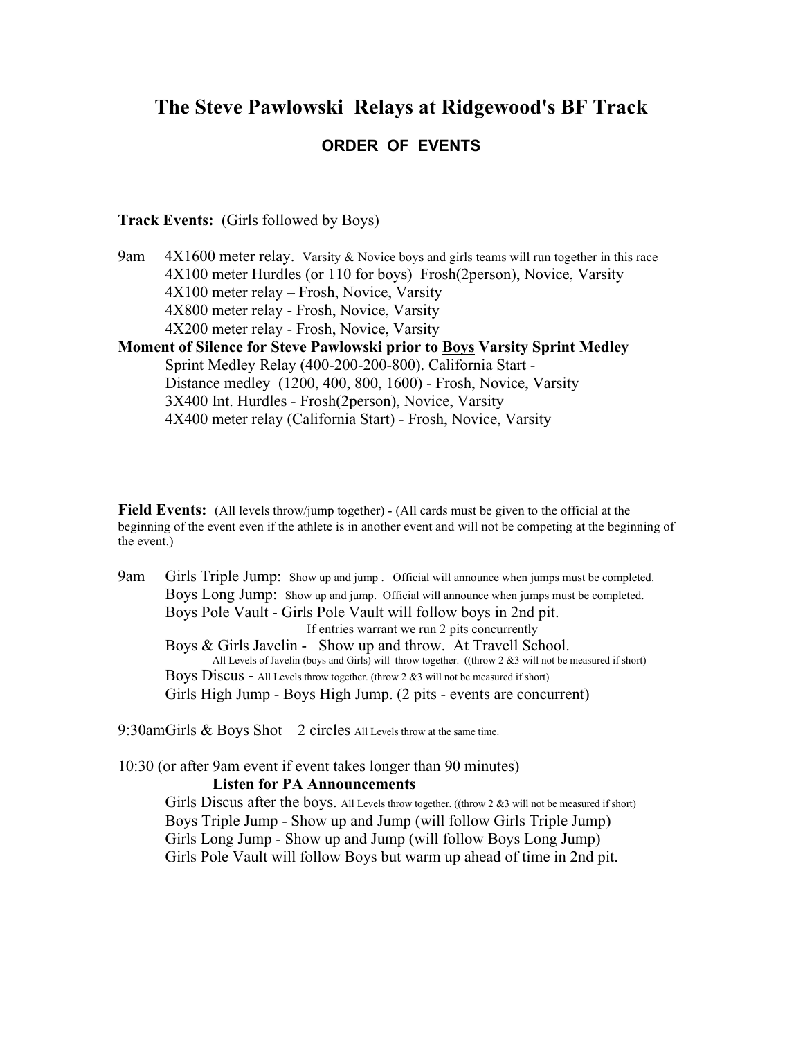# The Steve Pawlowski Relays at Ridgewood's BF Track

## ORDER OF EVENTS

**Track Events:** (Girls followed by Boys)

9am 4X1600 meter relay. Varsity & Novice boys and girls teams will run together in this race
4X100 meter Hurdles (or 110 for boys) Frosh(2person), Novice, Varsity
4X100 meter relay – Frosh, Novice, Varsity
4X800 meter relay - Frosh, Novice, Varsity
4X200 meter relay - Frosh, Novice, Varsity

**Moment of Silence for Steve Pawlowski prior to <u>Boys</u> Varsity Sprint Medley**

Sprint Medley Relay (400-200-200-800). California Start -
Distance medley (1200, 400, 800, 1600) - Frosh, Novice, Varsity
3X400 Int. Hurdles - Frosh(2person), Novice, Varsity
4X400 meter relay (California Start) - Frosh, Novice, Varsity

**Field Events:** (All levels throw/jump together) - (All cards must be given to the official at the beginning of the event even if the athlete is in another event and will not be competing at the beginning of the event.)

9am Girls Triple Jump: Show up and jump . Official will announce when jumps must be completed.
Boys Long Jump: Show up and jump. Official will announce when jumps must be completed.
Boys Pole Vault - Girls Pole Vault will follow boys in 2nd pit.
If entries warrant we run 2 pits concurrently
Boys & Girls Javelin - Show up and throw. At Travell School.
All Levels of Javelin (boys and Girls) will throw together. ((throw 2 &3 will not be measured if short)
Boys Discus - All Levels throw together. (throw 2 &3 will not be measured if short)
Girls High Jump - Boys High Jump. (2 pits - events are concurrent)

9:30amGirls & Boys Shot – 2 circles All Levels throw at the same time.

10:30 (or after 9am event if event takes longer than 90 minutes)

**Listen for PA Announcements**

Girls Discus after the boys. All Levels throw together. ((throw 2 &3 will not be measured if short)
Boys Triple Jump - Show up and Jump (will follow Girls Triple Jump)
Girls Long Jump - Show up and Jump (will follow Boys Long Jump)
Girls Pole Vault will follow Boys but warm up ahead of time in 2nd pit.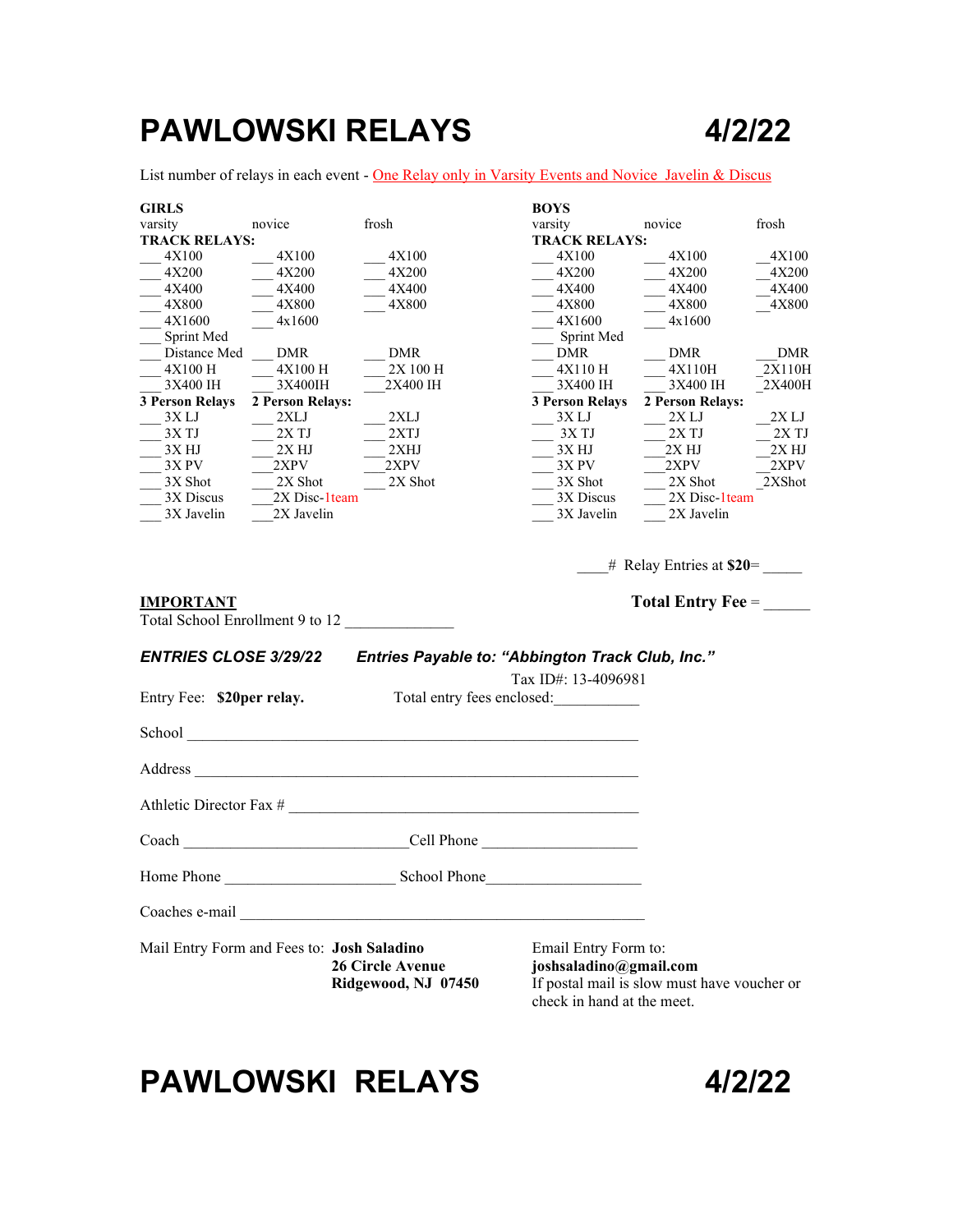# PAWLOWSKI RELAYS 4/2/22

List number of relays in each event - One Relay only in Varsity Events and Novice Javelin & Discus

| GIRLS varsity | novice | frosh | BOYS varsity | novice | frosh |
|---|---|---|---|---|---|
| **TRACK RELAYS:** | | | **TRACK RELAYS:** | | |
| ___ 4X100 | ___ 4X100 | ___ 4X100 | ___ 4X100 | ___ 4X100 | __4X100 |
| ___ 4X200 | ___ 4X200 | ___ 4X200 | ___ 4X200 | ___ 4X200 | __4X200 |
| ___ 4X400 | ___ 4X400 | ___ 4X400 | ___ 4X400 | ___ 4X400 | __4X400 |
| ___ 4X800 | ___ 4X800 | ___ 4X800 | ___ 4X800 | ___ 4X800 | __4X800 |
| ___ 4X1600 | ___ 4x1600 | | ___ 4X1600 | ___ 4x1600 | |
| ___ Sprint Med | | | ___ Sprint Med | | |
| ___ Distance Med | ___ DMR | ___ DMR | ___ DMR | ___ DMR | ___DMR |
| ___ 4X100 H | ___ 4X100 H | ___ 2X 100 H | ___ 4X110 H | ___ 4X110H | _2X110H |
| ___ 3X400 IH | ___ 3X400IH | ___2X400 IH | ___ 3X400 IH | ___ 3X400 IH | _2X400H |
| **3 Person Relays** | **2 Person Relays:** | | **3 Person Relays** | **2 Person Relays:** | |
| ___ 3X LJ | ___ 2XLJ | ___ 2XLJ | ___ 3X LJ | ___ 2X LJ | __2X LJ |
| ___ 3X TJ | ___ 2X TJ | ___ 2XTJ | ___ 3X TJ | ___ 2X TJ | __2X TJ |
| ___ 3X HJ | ___ 2X HJ | ___ 2XHJ | ___ 3X HJ | ___2X HJ | __2X HJ |
| ___ 3X PV | ___2XPV | ___2XPV | ___ 3X PV | ___2XPV | __2XPV |
| ___ 3X Shot | ___ 2X Shot | ___ 2X Shot | ___ 3X Shot | ___ 2X Shot | _2XShot |
| ___ 3X Discus | ___2X Disc-1team | | ___ 3X Discus | ___ 2X Disc-1team | |
| ___ 3X Javelin | ___2X Javelin | | ___ 3X Javelin | ___ 2X Javelin | |

____# Relay Entries at **$20**= _____

**Total Entry Fee** = ______

**IMPORTANT**

Total School Enrollment 9 to 12 ______________

***ENTRIES CLOSE 3/29/22*** ***Entries Payable to: "Abbington Track Club, Inc."***

Tax ID#: 13-4096981

Entry Fee: **$20per relay.** Total entry fees enclosed:___________

School ___________________________________________________________

Address __________________________________________________________

Athletic Director Fax # _____________________________________________

Coach ____________________________Cell Phone ___________________

Home Phone _____________________ School Phone___________________

Coaches e-mail ____________________________________________________

Mail Entry Form and Fees to: **Josh Saladino**
**26 Circle Avenue**
**Ridgewood, NJ 07450**

Email Entry Form to:
**joshsaladino@gmail.com**
If postal mail is slow must have voucher or check in hand at the meet.

# PAWLOWSKI RELAYS 4/2/22